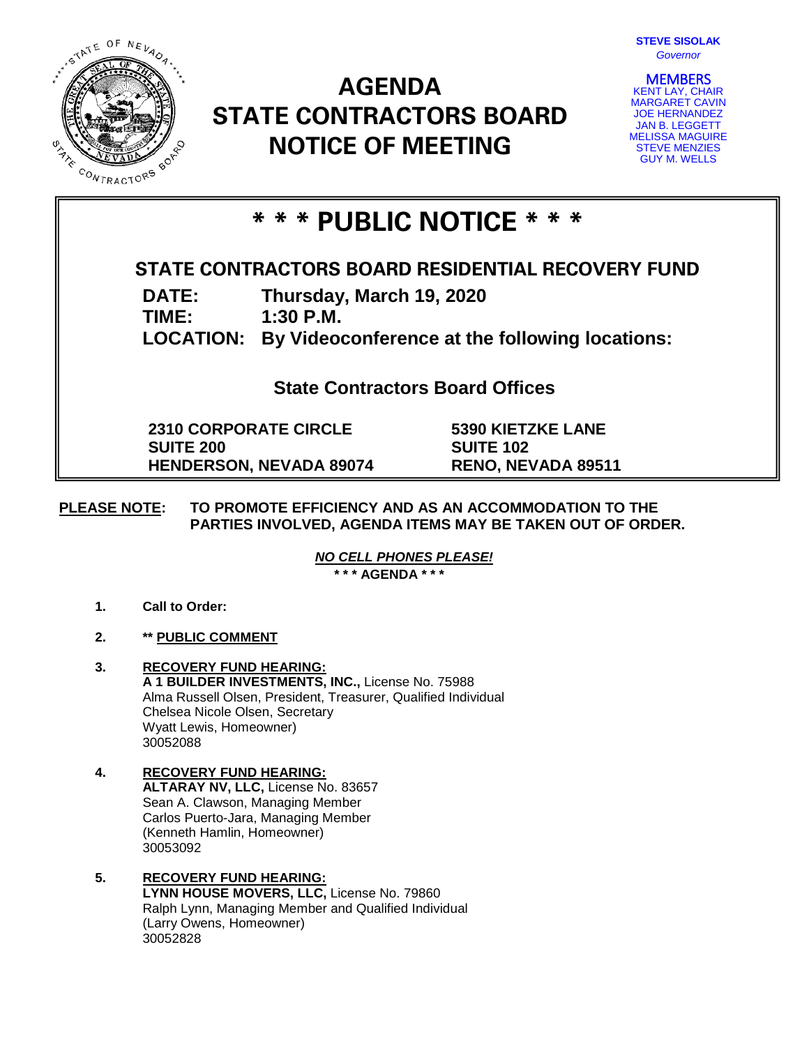**STEVE SISOLAK**
*Governor*

**MEMBERS**
KENT LAY, CHAIR
MARGARET CAVIN
JOE HERNANDEZ
JAN B. LEGGETT
MELISSA MAGUIRE
STEVE MENZIES
GUY M. WELLS

# AGENDA
# STATE CONTRACTORS BOARD
# NOTICE OF MEETING

## * * * PUBLIC NOTICE * * *

### STATE CONTRACTORS BOARD RESIDENTIAL RECOVERY FUND

**DATE:** Thursday, March 19, 2020
**TIME:** 1:30 P.M.
**LOCATION:** By Videoconference at the following locations:

**State Contractors Board Offices**

**2310 CORPORATE CIRCLE**
**SUITE 200**
**HENDERSON, NEVADA 89074**

**5390 KIETZKE LANE**
**SUITE 102**
**RENO, NEVADA 89511**

**PLEASE NOTE:** **TO PROMOTE EFFICIENCY AND AS AN ACCOMMODATION TO THE PARTIES INVOLVED, AGENDA ITEMS MAY BE TAKEN OUT OF ORDER.**

***NO CELL PHONES PLEASE!***

**\* \* \* AGENDA \* \* \***

1. **Call to Order:**

2. **\*\* PUBLIC COMMENT**

3. **RECOVERY FUND HEARING:**
   **A 1 BUILDER INVESTMENTS, INC.,** License No. 75988
   Alma Russell Olsen, President, Treasurer, Qualified Individual
   Chelsea Nicole Olsen, Secretary
   Wyatt Lewis, Homeowner)
   30052088

4. **RECOVERY FUND HEARING:**
   **ALTARAY NV, LLC,** License No. 83657
   Sean A. Clawson, Managing Member
   Carlos Puerto-Jara, Managing Member
   (Kenneth Hamlin, Homeowner)
   30053092

5. **RECOVERY FUND HEARING:**
   **LYNN HOUSE MOVERS, LLC,** License No. 79860
   Ralph Lynn, Managing Member and Qualified Individual
   (Larry Owens, Homeowner)
   30052828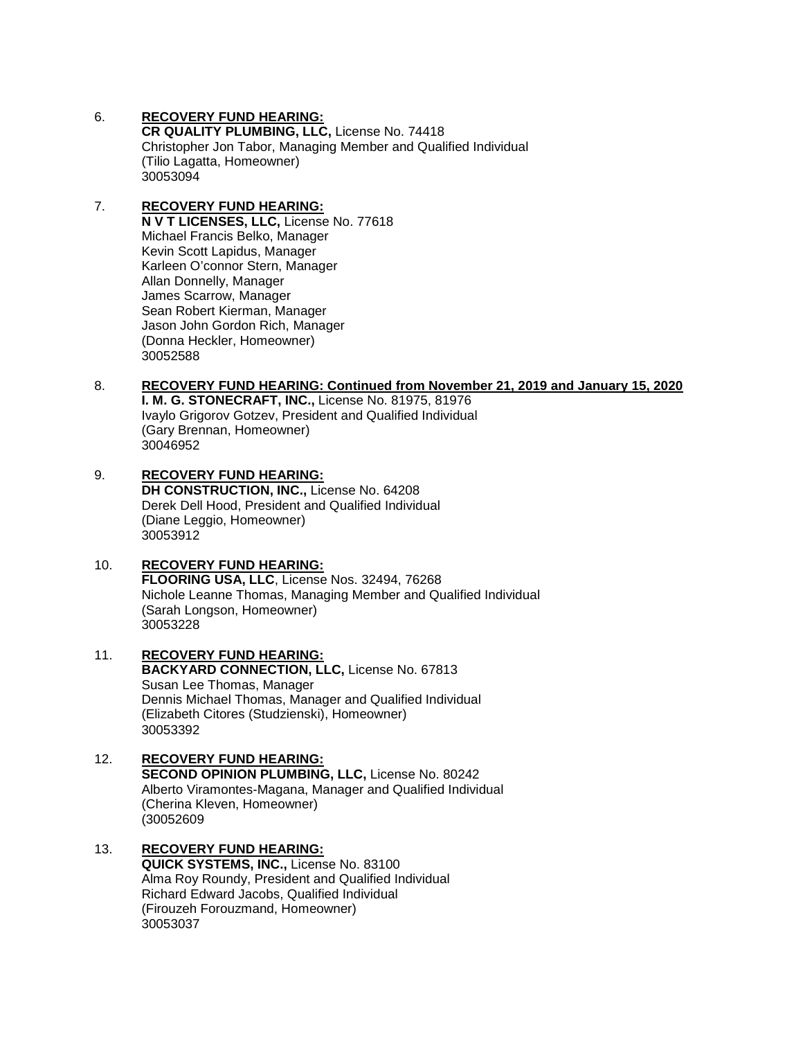6. **RECOVERY FUND HEARING:**
   **CR QUALITY PLUMBING, LLC,** License No. 74418
   Christopher Jon Tabor, Managing Member and Qualified Individual
   (Tilio Lagatta, Homeowner)
   30053094

7. **RECOVERY FUND HEARING:**
   **N V T LICENSES, LLC,** License No. 77618
   Michael Francis Belko, Manager
   Kevin Scott Lapidus, Manager
   Karleen O'connor Stern, Manager
   Allan Donnelly, Manager
   James Scarrow, Manager
   Sean Robert Kierman, Manager
   Jason John Gordon Rich, Manager
   (Donna Heckler, Homeowner)
   30052588

8. **RECOVERY FUND HEARING: Continued from November 21, 2019 and January 15, 2020**
   **I. M. G. STONECRAFT, INC.,** License No. 81975, 81976
   Ivaylo Grigorov Gotzev, President and Qualified Individual
   (Gary Brennan, Homeowner)
   30046952

9. **RECOVERY FUND HEARING:**
   **DH CONSTRUCTION, INC.,** License No. 64208
   Derek Dell Hood, President and Qualified Individual
   (Diane Leggio, Homeowner)
   30053912

10. **RECOVERY FUND HEARING:**
    **FLOORING USA, LLC**, License Nos. 32494, 76268
    Nichole Leanne Thomas, Managing Member and Qualified Individual
    (Sarah Longson, Homeowner)
    30053228

11. **RECOVERY FUND HEARING:**
    **BACKYARD CONNECTION, LLC,** License No. 67813
    Susan Lee Thomas, Manager
    Dennis Michael Thomas, Manager and Qualified Individual
    (Elizabeth Citores (Studzienski), Homeowner)
    30053392

12. **RECOVERY FUND HEARING:**
    **SECOND OPINION PLUMBING, LLC,** License No. 80242
    Alberto Viramontes-Magana, Manager and Qualified Individual
    (Cherina Kleven, Homeowner)
    (30052609

13. **RECOVERY FUND HEARING:**
    **QUICK SYSTEMS, INC.,** License No. 83100
    Alma Roy Roundy, President and Qualified Individual
    Richard Edward Jacobs, Qualified Individual
    (Firouzeh Forouzmand, Homeowner)
    30053037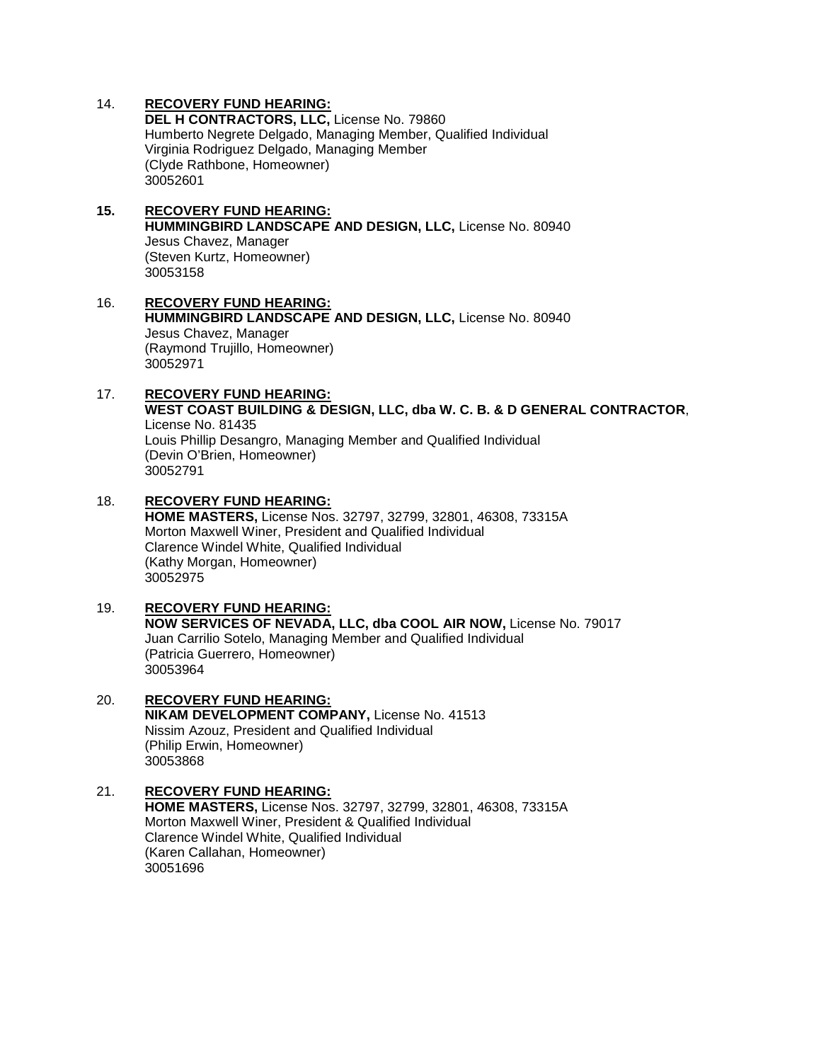14. **RECOVERY FUND HEARING:**
    **DEL H CONTRACTORS, LLC,** License No. 79860
    Humberto Negrete Delgado, Managing Member, Qualified Individual
    Virginia Rodriguez Delgado, Managing Member
    (Clyde Rathbone, Homeowner)
    30052601

15. **RECOVERY FUND HEARING:**
    **HUMMINGBIRD LANDSCAPE AND DESIGN, LLC,** License No. 80940
    Jesus Chavez, Manager
    (Steven Kurtz, Homeowner)
    30053158

16. **RECOVERY FUND HEARING:**
    **HUMMINGBIRD LANDSCAPE AND DESIGN, LLC,** License No. 80940
    Jesus Chavez, Manager
    (Raymond Trujillo, Homeowner)
    30052971

17. **RECOVERY FUND HEARING:**
    **WEST COAST BUILDING & DESIGN, LLC, dba W. C. B. & D GENERAL CONTRACTOR**,
    License No. 81435
    Louis Phillip Desangro, Managing Member and Qualified Individual
    (Devin O'Brien, Homeowner)
    30052791

18. **RECOVERY FUND HEARING:**
    **HOME MASTERS,** License Nos. 32797, 32799, 32801, 46308, 73315A
    Morton Maxwell Winer, President and Qualified Individual
    Clarence Windel White, Qualified Individual
    (Kathy Morgan, Homeowner)
    30052975

19. **RECOVERY FUND HEARING:**
    **NOW SERVICES OF NEVADA, LLC, dba COOL AIR NOW,** License No. 79017
    Juan Carrilio Sotelo, Managing Member and Qualified Individual
    (Patricia Guerrero, Homeowner)
    30053964

20. **RECOVERY FUND HEARING:**
    **NIKAM DEVELOPMENT COMPANY,** License No. 41513
    Nissim Azouz, President and Qualified Individual
    (Philip Erwin, Homeowner)
    30053868

21. **RECOVERY FUND HEARING:**
    **HOME MASTERS,** License Nos. 32797, 32799, 32801, 46308, 73315A
    Morton Maxwell Winer, President & Qualified Individual
    Clarence Windel White, Qualified Individual
    (Karen Callahan, Homeowner)
    30051696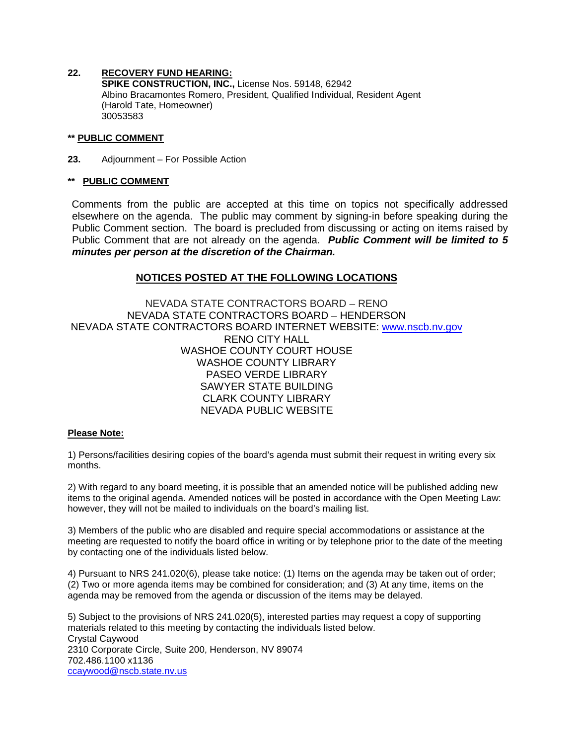**22.** **RECOVERY FUND HEARING:**
**SPIKE CONSTRUCTION, INC.,** License Nos. 59148, 62942
Albino Bracamontes Romero, President, Qualified Individual, Resident Agent
(Harold Tate, Homeowner)
30053583

**\*\* PUBLIC COMMENT**

**23.** Adjournment – For Possible Action

**\*\* PUBLIC COMMENT**

Comments from the public are accepted at this time on topics not specifically addressed elsewhere on the agenda. The public may comment by signing-in before speaking during the Public Comment section. The board is precluded from discussing or acting on items raised by Public Comment that are not already on the agenda. ***Public Comment will be limited to 5 minutes per person at the discretion of the Chairman.***

## NOTICES POSTED AT THE FOLLOWING LOCATIONS

NEVADA STATE CONTRACTORS BOARD – RENO
NEVADA STATE CONTRACTORS BOARD – HENDERSON
NEVADA STATE CONTRACTORS BOARD INTERNET WEBSITE: www.nscb.nv.gov
RENO CITY HALL
WASHOE COUNTY COURT HOUSE
WASHOE COUNTY LIBRARY
PASEO VERDE LIBRARY
SAWYER STATE BUILDING
CLARK COUNTY LIBRARY
NEVADA PUBLIC WEBSITE

**Please Note:**

1) Persons/facilities desiring copies of the board's agenda must submit their request in writing every six months.

2) With regard to any board meeting, it is possible that an amended notice will be published adding new items to the original agenda. Amended notices will be posted in accordance with the Open Meeting Law: however, they will not be mailed to individuals on the board's mailing list.

3) Members of the public who are disabled and require special accommodations or assistance at the meeting are requested to notify the board office in writing or by telephone prior to the date of the meeting by contacting one of the individuals listed below.

4) Pursuant to NRS 241.020(6), please take notice: (1) Items on the agenda may be taken out of order; (2) Two or more agenda items may be combined for consideration; and (3) At any time, items on the agenda may be removed from the agenda or discussion of the items may be delayed.

5) Subject to the provisions of NRS 241.020(5), interested parties may request a copy of supporting materials related to this meeting by contacting the individuals listed below.
Crystal Caywood
2310 Corporate Circle, Suite 200, Henderson, NV 89074
702.486.1100 x1136
ccaywood@nscb.state.nv.us